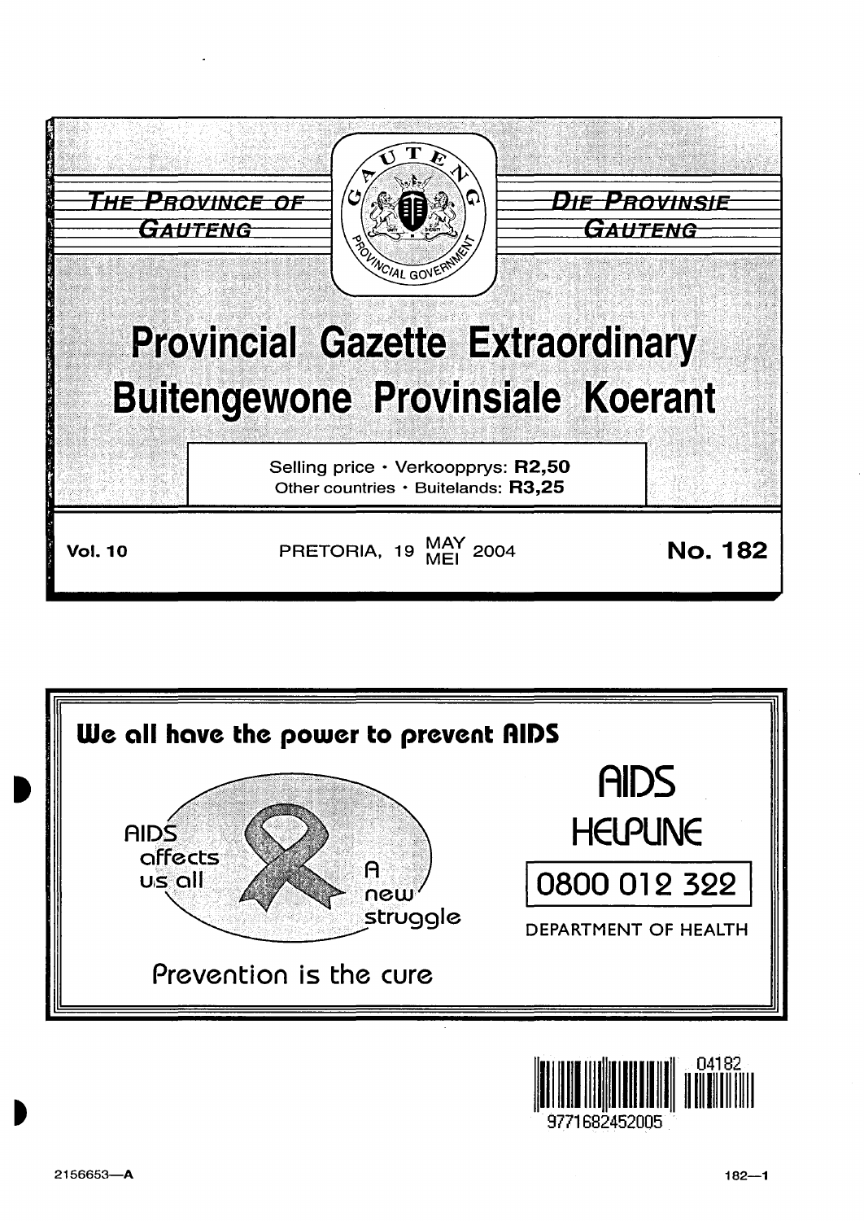THE PROVINCE OF GAUTENG

DIE PROVINSIE GAUTENG

# Provincial Gazette Extraordinary
# Buitengewone Provinsiale Koerant

Selling price · Verkoopprys: **R2,50**
Other countries · Buitelands: **R3,25**

**Vol. 10** PRETORIA, 19 MAY/MEI 2004 **No. 182**

**We all have the power to prevent AIDS**

AIDS affects us all

A new struggle

Prevention is the cure

AIDS HELPLINE

0800 012 322

DEPARTMENT OF HEALTH

2156653—A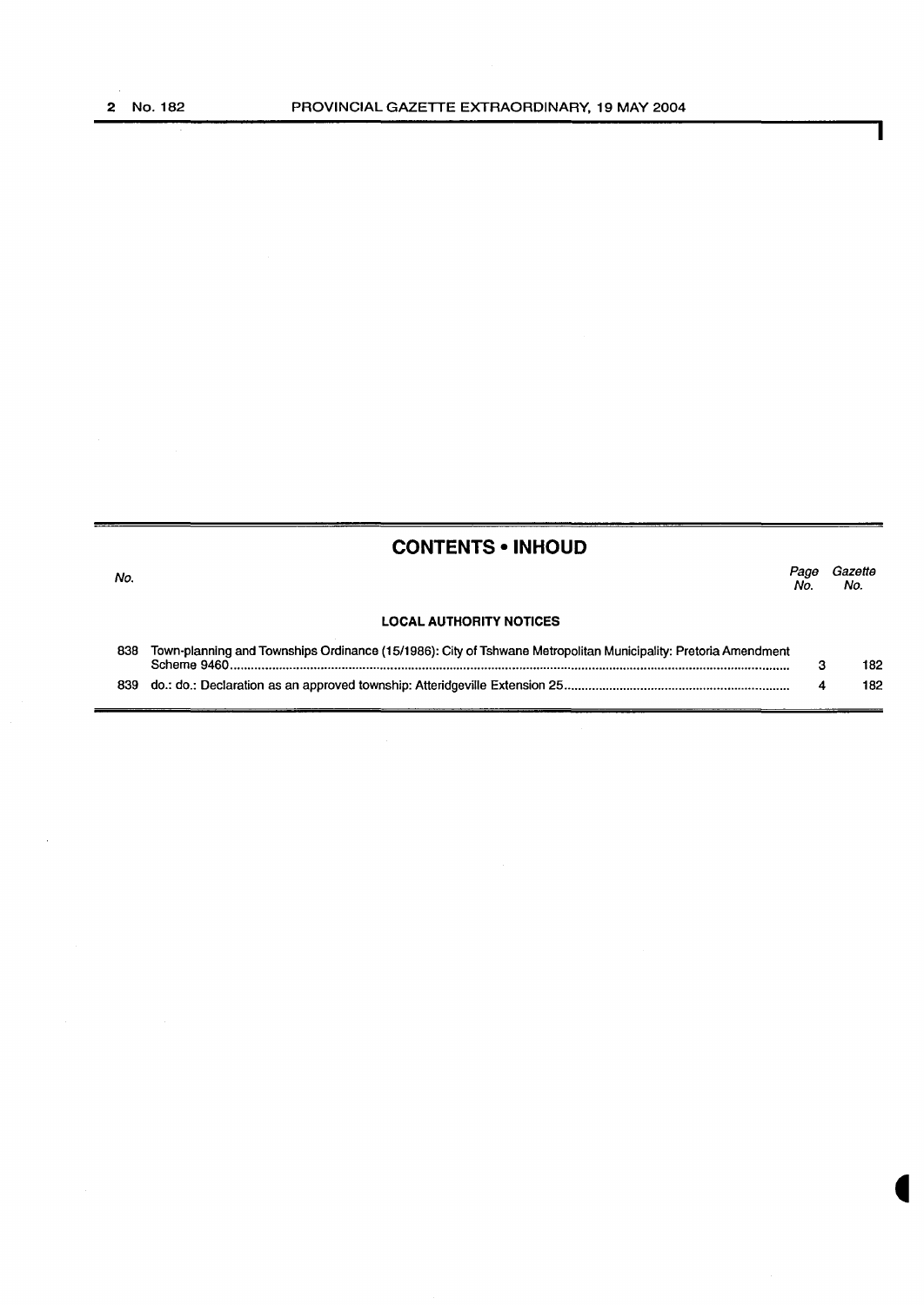## CONTENTS • INHOUD

| No. | | Page No. | Gazette No. |
|---|---|---|---|
| | **LOCAL AUTHORITY NOTICES** | | |
| 838 | Town-planning and Townships Ordinance (15/1986): City of Tshwane Metropolitan Municipality: Pretoria Amendment Scheme 9460 | 3 | 182 |
| 839 | do.: do.: Declaration as an approved township: Atteridgeville Extension 25 | 4 | 182 |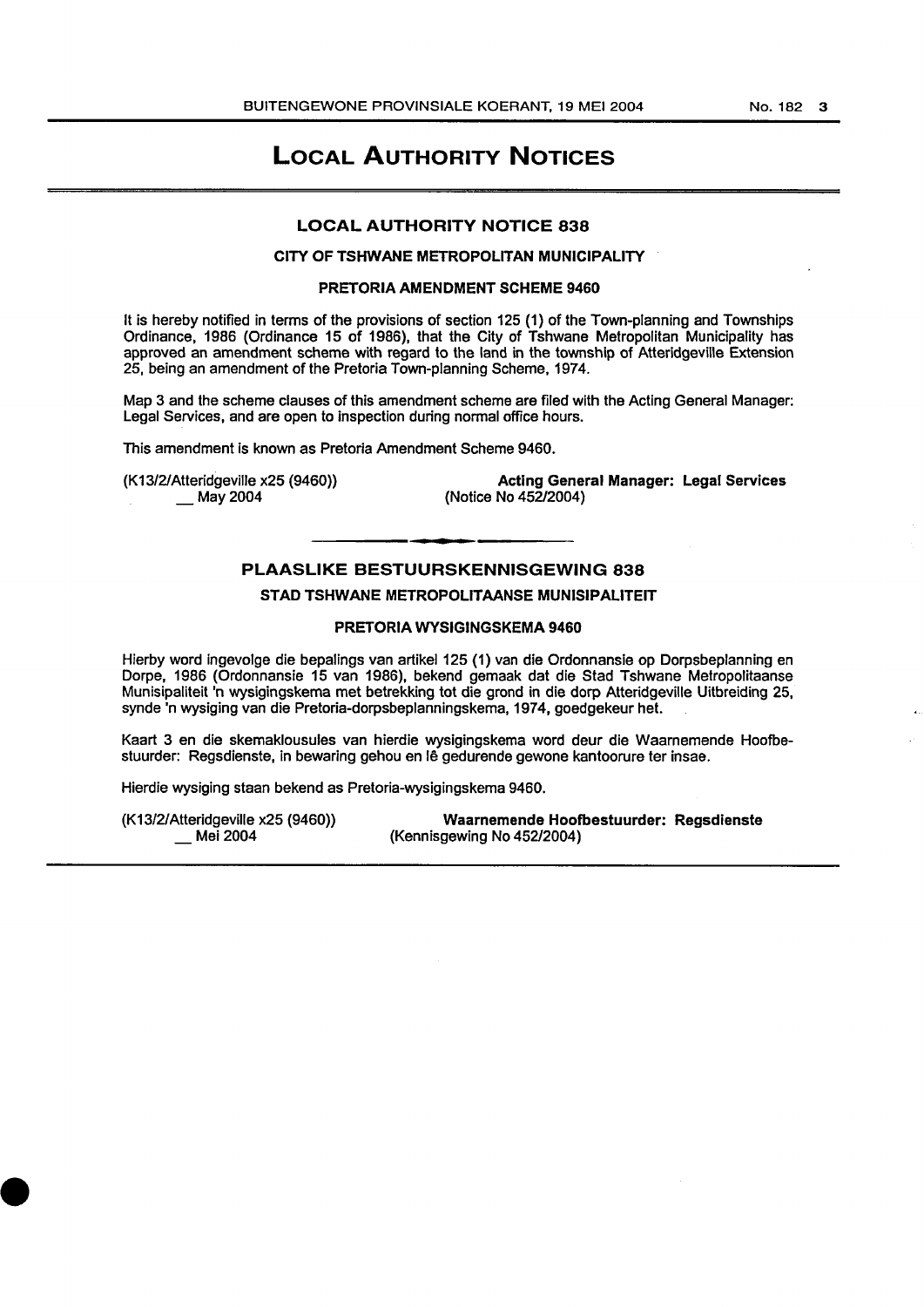# LOCAL AUTHORITY NOTICES

## LOCAL AUTHORITY NOTICE 838

### CITY OF TSHWANE METROPOLITAN MUNICIPALITY

### PRETORIA AMENDMENT SCHEME 9460

It is hereby notified in terms of the provisions of section 125 (1) of the Town-planning and Townships Ordinance, 1986 (Ordinance 15 of 1986), that the City of Tshwane Metropolitan Municipality has approved an amendment scheme with regard to the land in the township of Atteridgeville Extension 25, being an amendment of the Pretoria Town-planning Scheme, 1974.

Map 3 and the scheme clauses of this amendment scheme are filed with the Acting General Manager: Legal Services, and are open to inspection during normal office hours.

This amendment is known as Pretoria Amendment Scheme 9460.

(K13/2/Atteridgeville x25 (9460))
__ May 2004

**Acting General Manager: Legal Services**
(Notice No 452/2004)

---

## PLAASLIKE BESTUURSKENNISGEWING 838

### STAD TSHWANE METROPOLITAANSE MUNISIPALITEIT

### PRETORIA WYSIGINGSKEMA 9460

Hierby word ingevolge die bepalings van artikel 125 (1) van die Ordonnansie op Dorpsbeplanning en Dorpe, 1986 (Ordonnansie 15 van 1986), bekend gemaak dat die Stad Tshwane Metropolitaanse Munisipaliteit 'n wysigingskema met betrekking tot die grond in die dorp Atteridgeville Uitbreiding 25, synde 'n wysiging van die Pretoria-dorpsbeplanningskema, 1974, goedgekeur het.

Kaart 3 en die skemaklousules van hierdie wysigingskema word deur die Waarnemende Hoofbestuurder: Regsdienste, in bewaring gehou en lê gedurende gewone kantoorure ter insae.

Hierdie wysiging staan bekend as Pretoria-wysigingskema 9460.

(K13/2/Atteridgeville x25 (9460))
__ Mei 2004

**Waarnemende Hoofbestuurder: Regsdienste**
(Kennisgewing No 452/2004)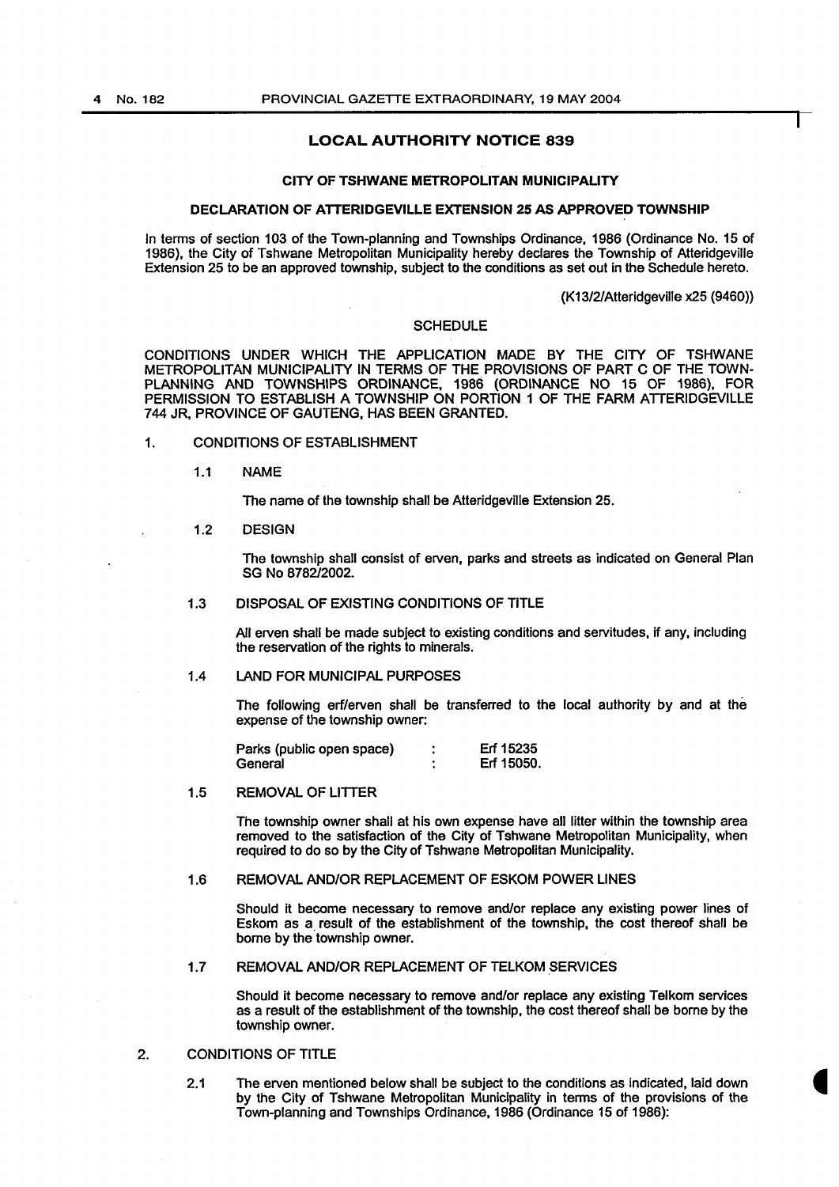## LOCAL AUTHORITY NOTICE 839

### CITY OF TSHWANE METROPOLITAN MUNICIPALITY

### DECLARATION OF ATTERIDGEVILLE EXTENSION 25 AS APPROVED TOWNSHIP

In terms of section 103 of the Town-planning and Townships Ordinance, 1986 (Ordinance No. 15 of 1986), the City of Tshwane Metropolitan Municipality hereby declares the Township of Atteridgeville Extension 25 to be an approved township, subject to the conditions as set out in the Schedule hereto.

(K13/2/Atteridgeville x25 (9460))

SCHEDULE

CONDITIONS UNDER WHICH THE APPLICATION MADE BY THE CITY OF TSHWANE METROPOLITAN MUNICIPALITY IN TERMS OF THE PROVISIONS OF PART C OF THE TOWN-PLANNING AND TOWNSHIPS ORDINANCE, 1986 (ORDINANCE NO 15 OF 1986), FOR PERMISSION TO ESTABLISH A TOWNSHIP ON PORTION 1 OF THE FARM ATTERIDGEVILLE 744 JR, PROVINCE OF GAUTENG, HAS BEEN GRANTED.

1. CONDITIONS OF ESTABLISHMENT

   1.1 NAME

   The name of the township shall be Atteridgeville Extension 25.

   1.2 DESIGN

   The township shall consist of erven, parks and streets as indicated on General Plan SG No 8782/2002.

   1.3 DISPOSAL OF EXISTING CONDITIONS OF TITLE

   All erven shall be made subject to existing conditions and servitudes, if any, including the reservation of the rights to minerals.

   1.4 LAND FOR MUNICIPAL PURPOSES

   The following erf/erven shall be transferred to the local authority by and at the expense of the township owner:

   | | | |
   |---|---|---|
   | Parks (public open space) | : | Erf 15235 |
   | General | : | Erf 15050. |

   1.5 REMOVAL OF LITTER

   The township owner shall at his own expense have all litter within the township area removed to the satisfaction of the City of Tshwane Metropolitan Municipality, when required to do so by the City of Tshwane Metropolitan Municipality.

   1.6 REMOVAL AND/OR REPLACEMENT OF ESKOM POWER LINES

   Should it become necessary to remove and/or replace any existing power lines of Eskom as a result of the establishment of the township, the cost thereof shall be borne by the township owner.

   1.7 REMOVAL AND/OR REPLACEMENT OF TELKOM SERVICES

   Should it become necessary to remove and/or replace any existing Telkom services as a result of the establishment of the township, the cost thereof shall be borne by the township owner.

2. CONDITIONS OF TITLE

   2.1 The erven mentioned below shall be subject to the conditions as indicated, laid down by the City of Tshwane Metropolitan Municipality in terms of the provisions of the Town-planning and Townships Ordinance, 1986 (Ordinance 15 of 1986):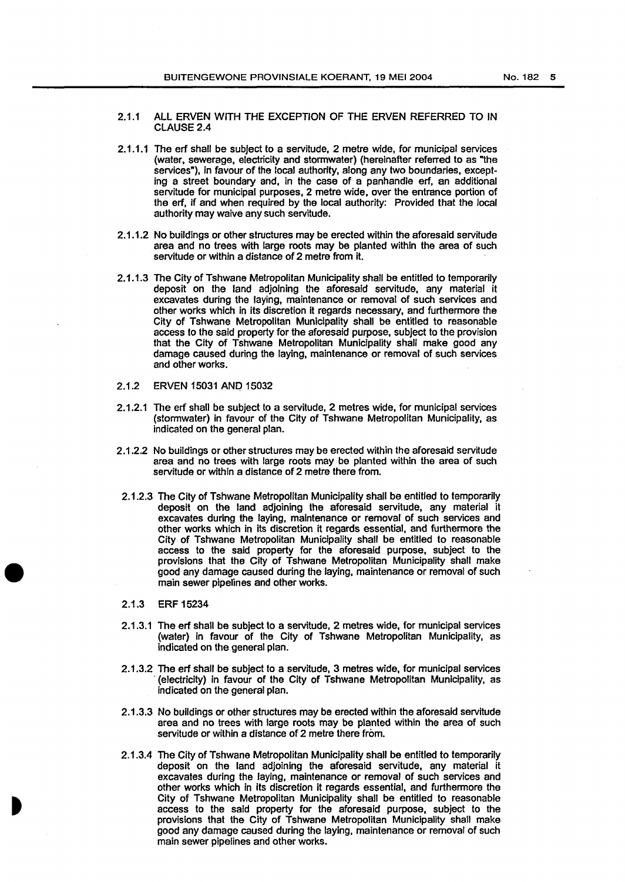2.1.1 ALL ERVEN WITH THE EXCEPTION OF THE ERVEN REFERRED TO IN CLAUSE 2.4

2.1.1.1 The erf shall be subject to a servitude, 2 metre wide, for municipal services (water, sewerage, electricity and stormwater) (hereinafter referred to as "the services"), in favour of the local authority, along any two boundaries, excepting a street boundary and, in the case of a panhandle erf, an additional servitude for municipal purposes, 2 metre wide, over the entrance portion of the erf, if and when required by the local authority: Provided that the local authority may waive any such servitude.

2.1.1.2 No buildings or other structures may be erected within the aforesaid servitude area and no trees with large roots may be planted within the area of such servitude or within a distance of 2 metre from it.

2.1.1.3 The City of Tshwane Metropolitan Municipality shall be entitled to temporarily deposit on the land adjoining the aforesaid servitude, any material it excavates during the laying, maintenance or removal of such services and other works which in its discretion it regards necessary, and furthermore the City of Tshwane Metropolitan Municipality shall be entitled to reasonable access to the said property for the aforesaid purpose, subject to the provision that the City of Tshwane Metropolitan Municipality shall make good any damage caused during the laying, maintenance or removal of such services and other works.

2.1.2 ERVEN 15031 AND 15032

2.1.2.1 The erf shall be subject to a servitude, 2 metres wide, for municipal services (stormwater) in favour of the City of Tshwane Metropolitan Municipality, as indicated on the general plan.

2.1.2.2 No buildings or other structures may be erected within the aforesaid servitude area and no trees with large roots may be planted within the area of such servitude or within a distance of 2 metre there from.

2.1.2.3 The City of Tshwane Metropolitan Municipality shall be entitled to temporarily deposit on the land adjoining the aforesaid servitude, any material it excavates during the laying, maintenance or removal of such services and other works which in its discretion it regards essential, and furthermore the City of Tshwane Metropolitan Municipality shall be entitled to reasonable access to the said property for the aforesaid purpose, subject to the provisions that the City of Tshwane Metropolitan Municipality shall make good any damage caused during the laying, maintenance or removal of such main sewer pipelines and other works.

2.1.3 ERF 15234

2.1.3.1 The erf shall be subject to a servitude, 2 metres wide, for municipal services (water) in favour of the City of Tshwane Metropolitan Municipality, as indicated on the general plan.

2.1.3.2 The erf shall be subject to a servitude, 3 metres wide, for municipal services (electricity) in favour of the City of Tshwane Metropolitan Municipality, as indicated on the general plan.

2.1.3.3 No buildings or other structures may be erected within the aforesaid servitude area and no trees with large roots may be planted within the area of such servitude or within a distance of 2 metre there from.

2.1.3.4 The City of Tshwane Metropolitan Municipality shall be entitled to temporarily deposit on the land adjoining the aforesaid servitude, any material it excavates during the laying, maintenance or removal of such services and other works which in its discretion it regards essential, and furthermore the City of Tshwane Metropolitan Municipality shall be entitled to reasonable access to the said property for the aforesaid purpose, subject to the provisions that the City of Tshwane Metropolitan Municipality shall make good any damage caused during the laying, maintenance or removal of such main sewer pipelines and other works.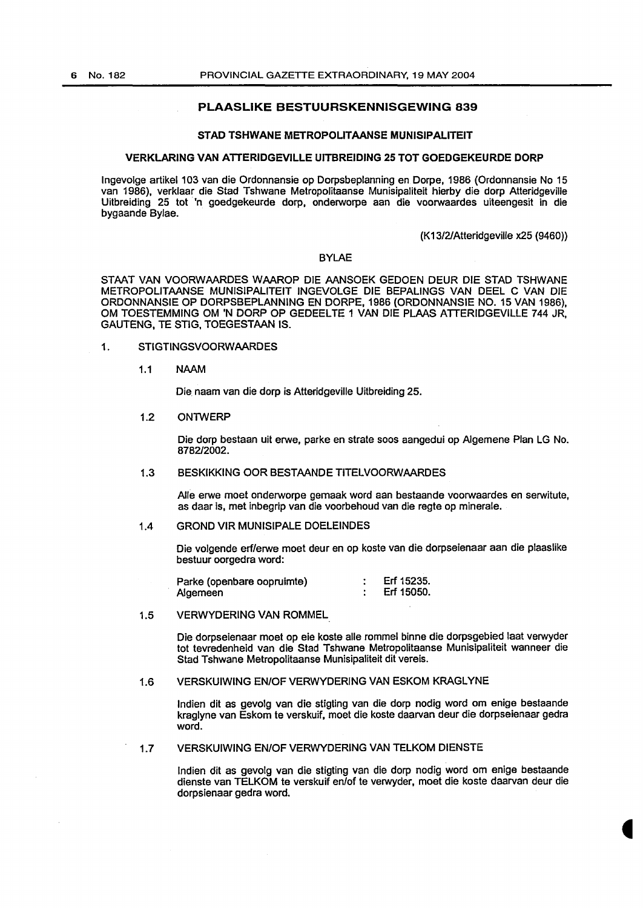## PLAASLIKE BESTUURSKENNISGEWING 839

### STAD TSHWANE METROPOLITAANSE MUNISIPALITEIT

### VERKLARING VAN ATTERIDGEVILLE UITBREIDING 25 TOT GOEDGEKEURDE DORP

Ingevolge artikel 103 van die Ordonnansie op Dorpsbeplanning en Dorpe, 1986 (Ordonnansie No 15 van 1986), verklaar die Stad Tshwane Metropolitaanse Munisipaliteit hierby die dorp Atteridgeville Uitbreiding 25 tot 'n goedgekeurde dorp, onderworpe aan die voorwaardes uiteengesit in die bygaande Bylae.

(K13/2/Atteridgeville x25 (9460))

BYLAE

STAAT VAN VOORWAARDES WAAROP DIE AANSOEK GEDOEN DEUR DIE STAD TSHWANE METROPOLITAANSE MUNISIPALITEIT INGEVOLGE DIE BEPALINGS VAN DEEL C VAN DIE ORDONNANSIE OP DORPSBEPLANNING EN DORPE, 1986 (ORDONNANSIE NO. 15 VAN 1986), OM TOESTEMMING OM 'N DORP OP GEDEELTE 1 VAN DIE PLAAS ATTERIDGEVILLE 744 JR, GAUTENG, TE STIG, TOEGESTAAN IS.

1. STIGTINGSVOORWAARDES

1.1 NAAM

Die naam van die dorp is Atteridgeville Uitbreiding 25.

1.2 ONTWERP

Die dorp bestaan uit erwe, parke en strate soos aangedui op Algemene Plan LG No. 8782/2002.

1.3 BESKIKKING OOR BESTAANDE TITELVOORWAARDES

Alle erwe moet onderworpe gemaak word aan bestaande voorwaardes en serwitute, as daar is, met inbegrip van die voorbehoud van die regte op minerale.

1.4 GROND VIR MUNISIPALE DOELEINDES

Die volgende erf/erwe moet deur en op koste van die dorpseienaar aan die plaaslike bestuur oorgedra word:

Parke (openbare oopruimte) : Erf 15235.
Algemeen : Erf 15050.

1.5 VERWYDERING VAN ROMMEL

Die dorpseienaar moet op eie koste alle rommel binne die dorpsgebied laat verwyder tot tevredenheid van die Stad Tshwane Metropolitaanse Munisipaliteit wanneer die Stad Tshwane Metropolitaanse Munisipaliteit dit vereis.

1.6 VERSKUIWING EN/OF VERWYDERING VAN ESKOM KRAGLYNE

Indien dit as gevolg van die stigting van die dorp nodig word om enige bestaande kraglyne van Eskom te verskuif, moet die koste daarvan deur die dorpseienaar gedra word.

1.7 VERSKUIWING EN/OF VERWYDERING VAN TELKOM DIENSTE

Indien dit as gevolg van die stigting van die dorp nodig word om enige bestaande dienste van TELKOM te verskuif en/of te verwyder, moet die koste daarvan deur die dorpsienaar gedra word.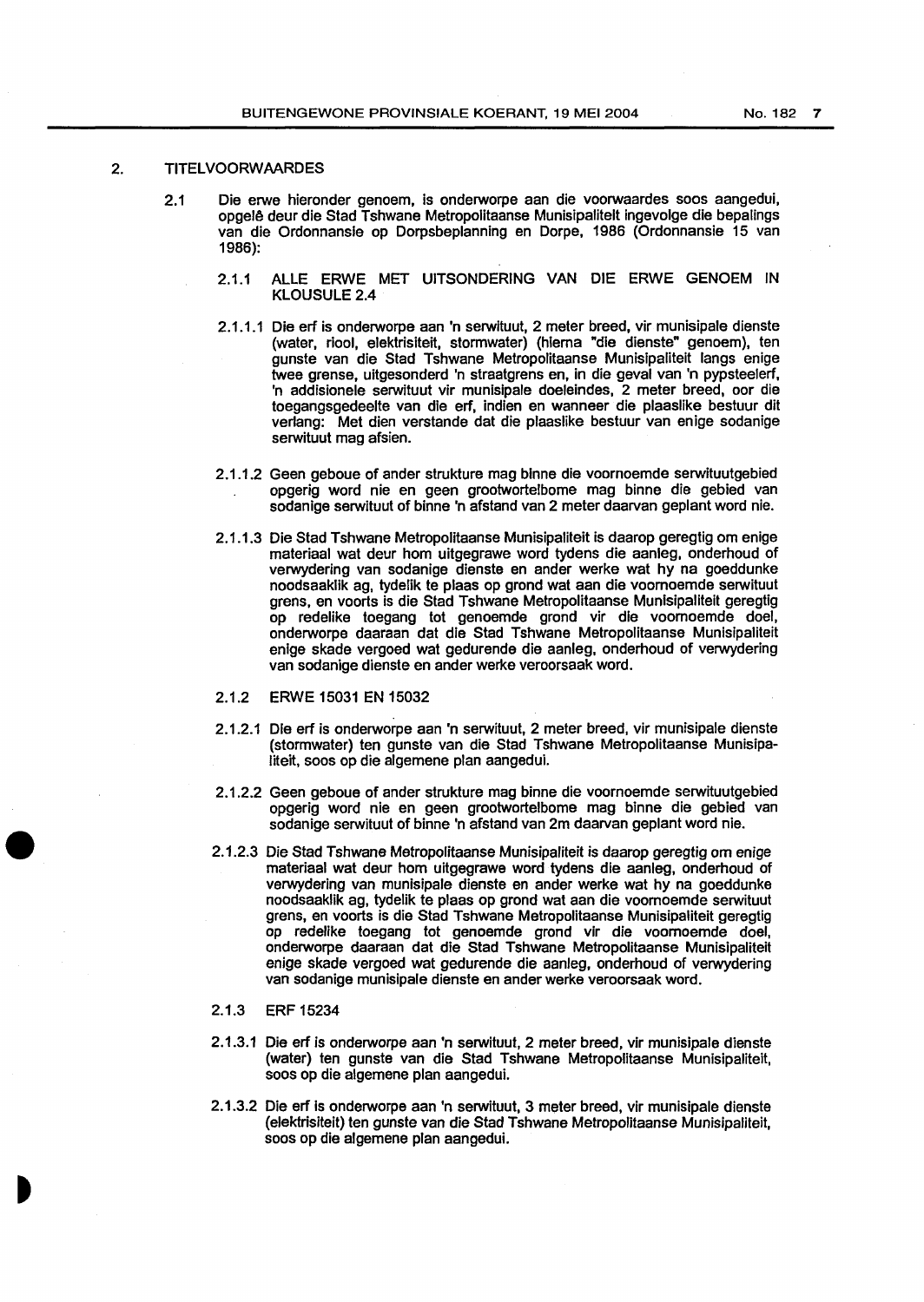## 2. TITELVOORWAARDES

2.1 Die erwe hieronder genoem, is onderworpe aan die voorwaardes soos aangedui, opgelê deur die Stad Tshwane Metropolitaanse Munisipaliteit ingevolge die bepalings van die Ordonnansie op Dorpsbeplanning en Dorpe, 1986 (Ordonnansie 15 van 1986):

### 2.1.1 ALLE ERWE MET UITSONDERING VAN DIE ERWE GENOEM IN KLOUSULE 2.4

2.1.1.1 Die erf is onderworpe aan 'n serwituut, 2 meter breed, vir munisipale dienste (water, riool, elektrisiteit, stormwater) (hierna "die dienste" genoem), ten gunste van die Stad Tshwane Metropolitaanse Munisipaliteit langs enige twee grense, uitgesonderd 'n straatgrens en, in die geval van 'n pypsteelerf, 'n addisionele serwituut vir munisipale doeleindes, 2 meter breed, oor die toegangsgedeelte van die erf, indien en wanneer die plaaslike bestuur dit verlang: Met dien verstande dat die plaaslike bestuur van enige sodanige serwituut mag afsien.

2.1.1.2 Geen geboue of ander strukture mag binne die voornoemde serwituutgebied opgerig word nie en geen grootwortelbome mag binne die gebied van sodanige serwituut of binne 'n afstand van 2 meter daarvan geplant word nie.

2.1.1.3 Die Stad Tshwane Metropolitaanse Munisipaliteit is daarop geregtig om enige materiaal wat deur hom uitgegrawe word tydens die aanleg, onderhoud of verwydering van sodanige dienste en ander werke wat hy na goeddunke noodsaaklik ag, tydelik te plaas op grond wat aan die voornoemde serwituut grens, en voorts is die Stad Tshwane Metropolitaanse Munisipaliteit geregtig op redelike toegang tot genoemde grond vir die voornoemde doel, onderworpe daaraan dat die Stad Tshwane Metropolitaanse Munisipaliteit enige skade vergoed wat gedurende die aanleg, onderhoud of verwydering van sodanige dienste en ander werke veroorsaak word.

### 2.1.2 ERWE 15031 EN 15032

2.1.2.1 Die erf is onderworpe aan 'n serwituut, 2 meter breed, vir munisipale dienste (stormwater) ten gunste van die Stad Tshwane Metropolitaanse Munisipaliteit, soos op die algemene plan aangedui.

2.1.2.2 Geen geboue of ander strukture mag binne die voornoemde serwituutgebied opgerig word nie en geen grootwortelbome mag binne die gebied van sodanige serwituut of binne 'n afstand van 2m daarvan geplant word nie.

2.1.2.3 Die Stad Tshwane Metropolitaanse Munisipaliteit is daarop geregtig om enige materiaal wat deur hom uitgegrawe word tydens die aanleg, onderhoud of verwydering van munisipale dienste en ander werke wat hy na goeddunke noodsaaklik ag, tydelik te plaas op grond wat aan die voornoemde serwituut grens, en voorts is die Stad Tshwane Metropolitaanse Munisipaliteit geregtig op redelike toegang tot genoemde grond vir die voornoemde doel, onderworpe daaraan dat die Stad Tshwane Metropolitaanse Munisipaliteit enige skade vergoed wat gedurende die aanleg, onderhoud of verwydering van sodanige munisipale dienste en ander werke veroorsaak word.

### 2.1.3 ERF 15234

2.1.3.1 Die erf is onderworpe aan 'n serwituut, 2 meter breed, vir munisipale dienste (water) ten gunste van die Stad Tshwane Metropolitaanse Munisipaliteit, soos op die algemene plan aangedui.

2.1.3.2 Die erf is onderworpe aan 'n serwituut, 3 meter breed, vir munisipale dienste (elektrisiteit) ten gunste van die Stad Tshwane Metropolitaanse Munisipaliteit, soos op die algemene plan aangedui.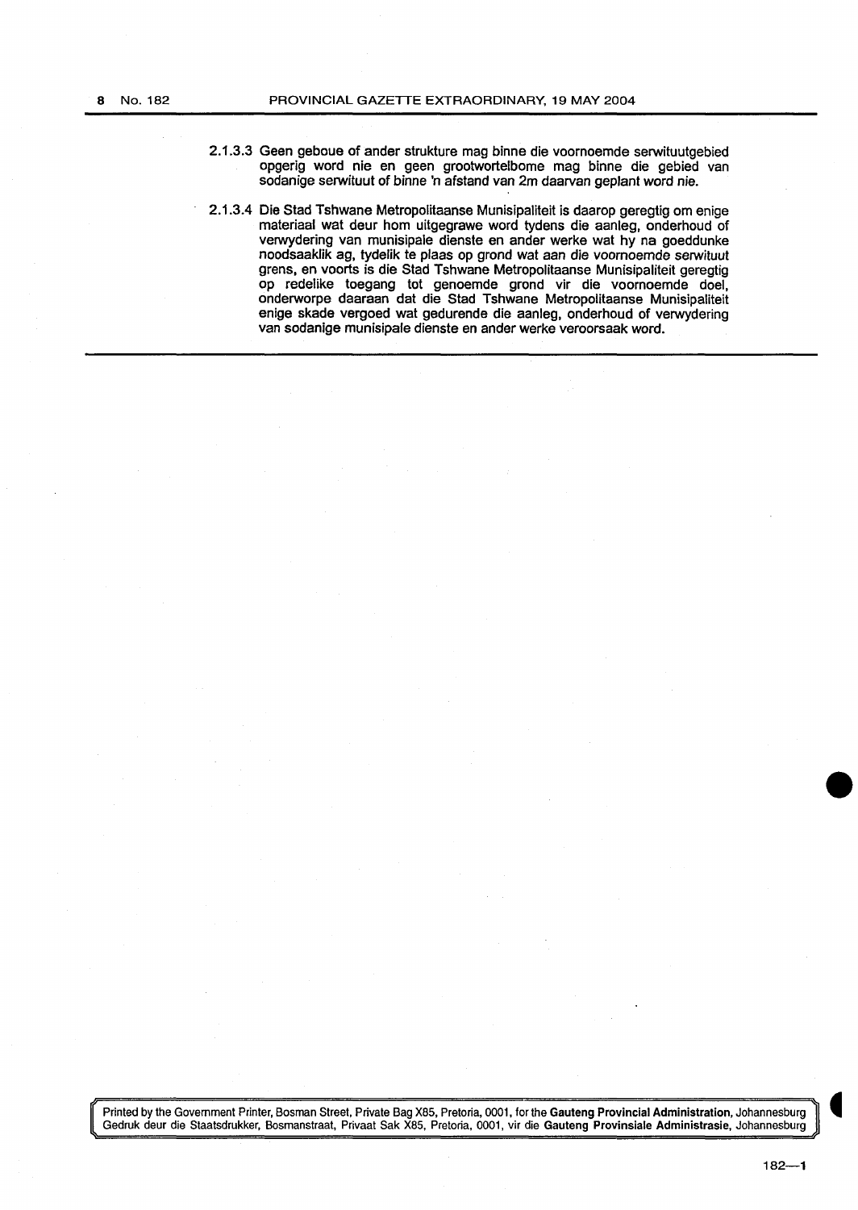2.1.3.3 Geen geboue of ander strukture mag binne die voornoemde serwituutgebied opgerig word nie en geen grootwortelbome mag binne die gebied van sodanige serwituut of binne 'n afstand van 2m daarvan geplant word nie.

2.1.3.4 Die Stad Tshwane Metropolitaanse Munisipaliteit is daarop geregtig om enige materiaal wat deur hom uitgegrawe word tydens die aanleg, onderhoud of verwydering van munisipale dienste en ander werke wat hy na goeddunke noodsaaklik ag, tydelik te plaas op grond wat aan die voornoemde serwituut grens, en voorts is die Stad Tshwane Metropolitaanse Munisipaliteit geregtig op redelike toegang tot genoemde grond vir die voornoemde doel, onderworpe daaraan dat die Stad Tshwane Metropolitaanse Munisipaliteit enige skade vergoed wat gedurende die aanleg, onderhoud of verwydering van sodanige munisipale dienste en ander werke veroorsaak word.

Printed by the Government Printer, Bosman Street, Private Bag X85, Pretoria, 0001, for the **Gauteng Provincial Administration**, Johannesburg
Gedruk deur die Staatsdrukker, Bosmanstraat, Privaat Sak X85, Pretoria, 0001, vir die **Gauteng Provinsiale Administrasie**, Johannesburg